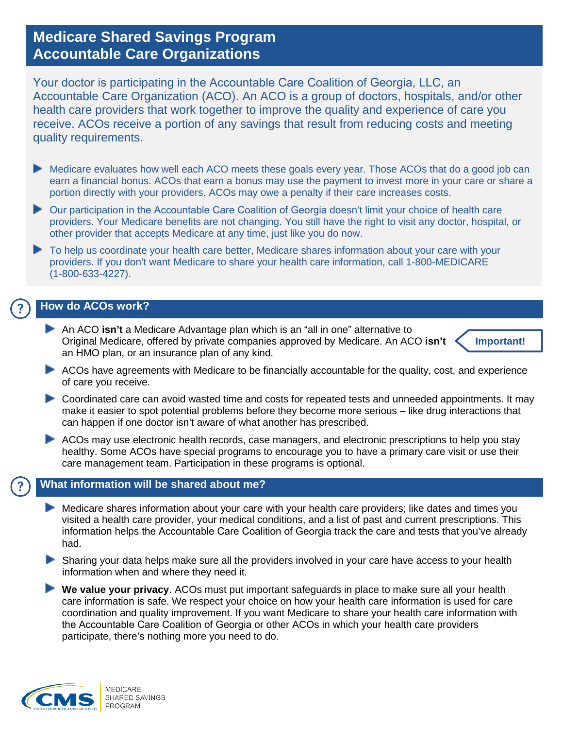# Medicare Shared Savings Program
# Accountable Care Organizations

Your doctor is participating in the Accountable Care Coalition of Georgia, LLC, an Accountable Care Organization (ACO). An ACO is a group of doctors, hospitals, and/or other health care providers that work together to improve the quality and experience of care you receive. ACOs receive a portion of any savings that result from reducing costs and meeting quality requirements.

- Medicare evaluates how well each ACO meets these goals every year. Those ACOs that do a good job can earn a financial bonus. ACOs that earn a bonus may use the payment to invest more in your care or share a portion directly with your providers. ACOs may owe a penalty if their care increases costs.
- Our participation in the Accountable Care Coalition of Georgia doesn't limit your choice of health care providers. Your Medicare benefits are not changing. You still have the right to visit any doctor, hospital, or other provider that accepts Medicare at any time, just like you do now.
- To help us coordinate your health care better, Medicare shares information about your care with your providers. If you don't want Medicare to share your health care information, call 1-800-MEDICARE (1-800-633-4227).

## How do ACOs work?

- An ACO **isn't** a Medicare Advantage plan which is an "all in one" alternative to Original Medicare, offered by private companies approved by Medicare. An ACO **isn't** an HMO plan, or an insurance plan of any kind. **Important!**
- ACOs have agreements with Medicare to be financially accountable for the quality, cost, and experience of care you receive.
- Coordinated care can avoid wasted time and costs for repeated tests and unneeded appointments. It may make it easier to spot potential problems before they become more serious – like drug interactions that can happen if one doctor isn't aware of what another has prescribed.
- ACOs may use electronic health records, case managers, and electronic prescriptions to help you stay healthy. Some ACOs have special programs to encourage you to have a primary care visit or use their care management team. Participation in these programs is optional.

## What information will be shared about me?

- Medicare shares information about your care with your health care providers; like dates and times you visited a health care provider, your medical conditions, and a list of past and current prescriptions. This information helps the Accountable Care Coalition of Georgia track the care and tests that you've already had.
- Sharing your data helps make sure all the providers involved in your care have access to your health information when and where they need it.
- **We value your privacy**. ACOs must put important safeguards in place to make sure all your health care information is safe. We respect your choice on how your health care information is used for care coordination and quality improvement. If you want Medicare to share your health care information with the Accountable Care Coalition of Georgia or other ACOs in which your health care providers participate, there's nothing more you need to do.

CMS Centers for Medicare & Medicaid Services | Medicare Shared Savings Program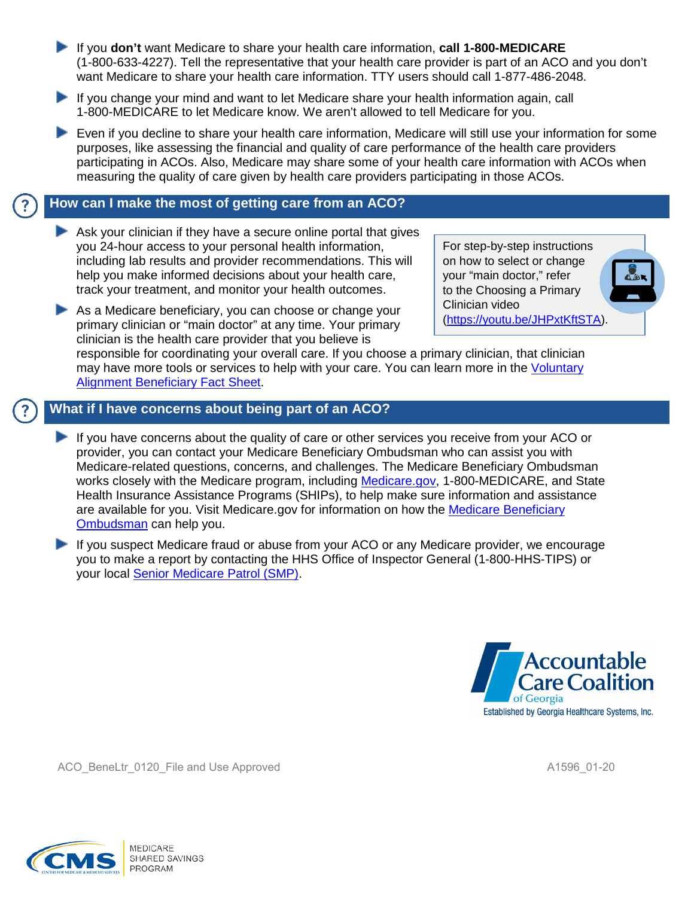- If you **don't** want Medicare to share your health care information, **call 1-800-MEDICARE** (1-800-633-4227). Tell the representative that your health care provider is part of an ACO and you don't want Medicare to share your health care information. TTY users should call 1-877-486-2048.
- If you change your mind and want to let Medicare share your health information again, call 1-800-MEDICARE to let Medicare know. We aren't allowed to tell Medicare for you.
- Even if you decline to share your health care information, Medicare will still use your information for some purposes, like assessing the financial and quality of care performance of the health care providers participating in ACOs. Also, Medicare may share some of your health care information with ACOs when measuring the quality of care given by health care providers participating in those ACOs.

## How can I make the most of getting care from an ACO?

- Ask your clinician if they have a secure online portal that gives you 24-hour access to your personal health information, including lab results and provider recommendations. This will help you make informed decisions about your health care, track your treatment, and monitor your health outcomes.
- As a Medicare beneficiary, you can choose or change your primary clinician or "main doctor" at any time. Your primary clinician is the health care provider that you believe is responsible for coordinating your overall care. If you choose a primary clinician, that clinician may have more tools or services to help with your care. You can learn more in the [Voluntary Alignment Beneficiary Fact Sheet](Voluntary Alignment Beneficiary Fact Sheet).

> For step-by-step instructions on how to select or change your "main doctor," refer to the Choosing a Primary Clinician video (https://youtu.be/JHPxtKftSTA).

## What if I have concerns about being part of an ACO?

- If you have concerns about the quality of care or other services you receive from your ACO or provider, you can contact your Medicare Beneficiary Ombudsman who can assist you with Medicare-related questions, concerns, and challenges. The Medicare Beneficiary Ombudsman works closely with the Medicare program, including Medicare.gov, 1-800-MEDICARE, and State Health Insurance Assistance Programs (SHIPs), to help make sure information and assistance are available for you. Visit Medicare.gov for information on how the Medicare Beneficiary Ombudsman can help you.
- If you suspect Medicare fraud or abuse from your ACO or any Medicare provider, we encourage you to make a report by contacting the HHS Office of Inspector General (1-800-HHS-TIPS) or your local Senior Medicare Patrol (SMP).

Accountable Care Coalition of Georgia
Established by Georgia Healthcare Systems, Inc.

ACO_BeneLtr_0120_File and Use Approved

A1596_01-20

CMS
MEDICARE SHARED SAVINGS PROGRAM